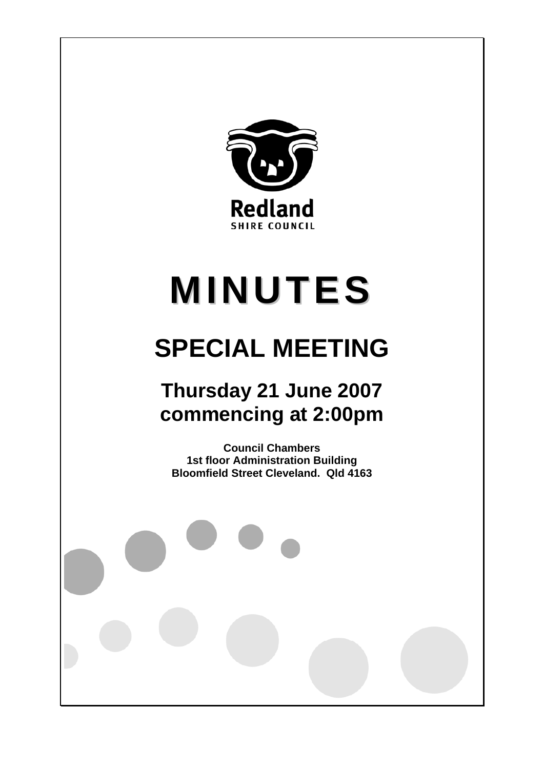Redland
SHIRE COUNCIL

# MINUTES

## SPECIAL MEETING

### Thursday 21 June 2007 commencing at 2:00pm

**Council Chambers**
**1st floor Administration Building**
**Bloomfield Street Cleveland. Qld 4163**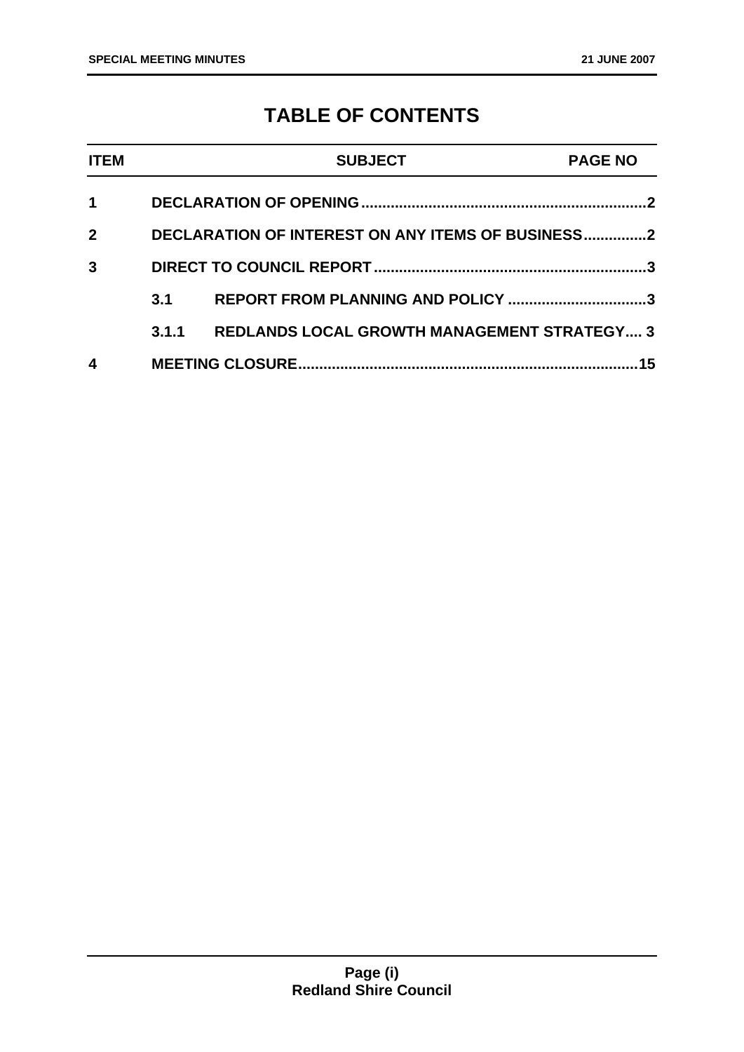# TABLE OF CONTENTS

| ITEM | | SUBJECT | PAGE NO |
|---|---|---|---|
| 1 | | DECLARATION OF OPENING | 2 |
| 2 | | DECLARATION OF INTEREST ON ANY ITEMS OF BUSINESS | 2 |
| 3 | | DIRECT TO COUNCIL REPORT | 3 |
| | 3.1 | REPORT FROM PLANNING AND POLICY | 3 |
| | 3.1.1 | REDLANDS LOCAL GROWTH MANAGEMENT STRATEGY | 3 |
| 4 | | MEETING CLOSURE | 15 |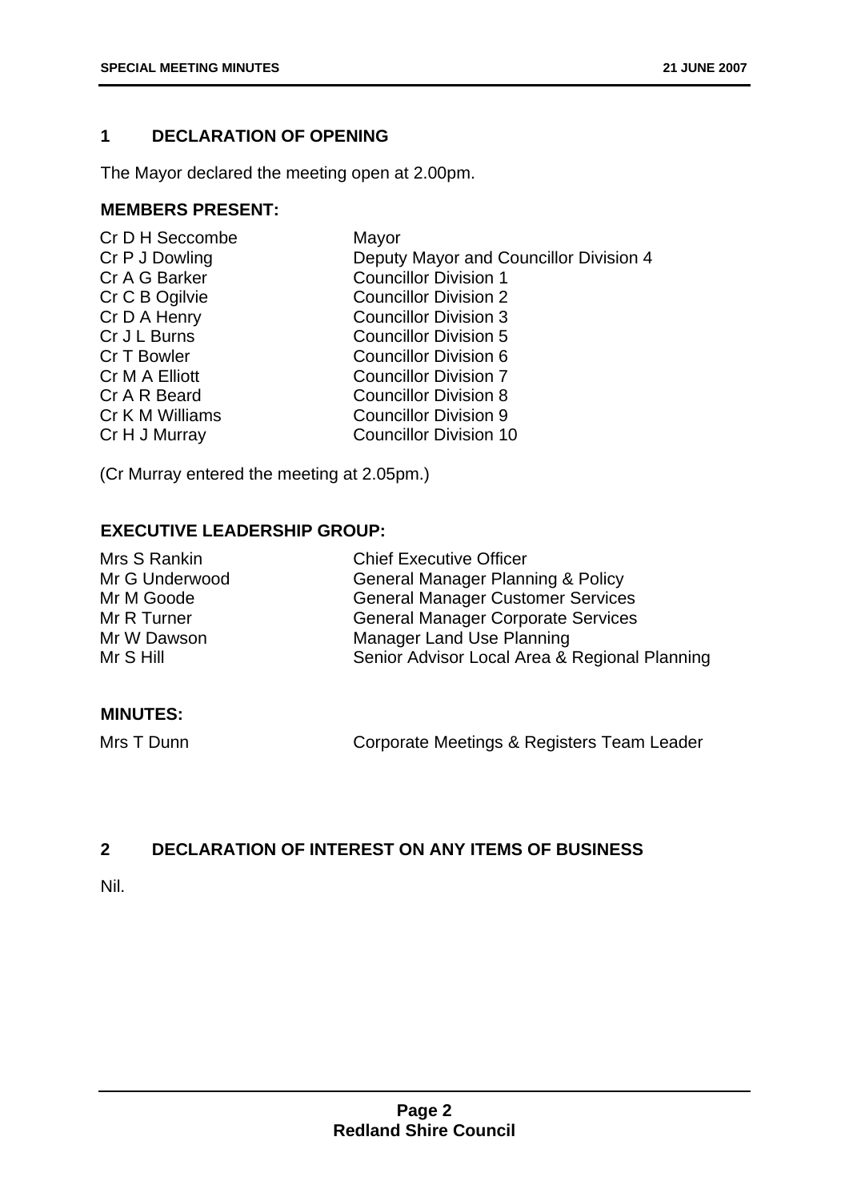## 1 DECLARATION OF OPENING

The Mayor declared the meeting open at 2.00pm.

### MEMBERS PRESENT:

| | |
|---|---|
| Cr D H Seccombe | Mayor |
| Cr P J Dowling | Deputy Mayor and Councillor Division 4 |
| Cr A G Barker | Councillor Division 1 |
| Cr C B Ogilvie | Councillor Division 2 |
| Cr D A Henry | Councillor Division 3 |
| Cr J L Burns | Councillor Division 5 |
| Cr T Bowler | Councillor Division 6 |
| Cr M A Elliott | Councillor Division 7 |
| Cr A R Beard | Councillor Division 8 |
| Cr K M Williams | Councillor Division 9 |
| Cr H J Murray | Councillor Division 10 |

(Cr Murray entered the meeting at 2.05pm.)

### EXECUTIVE LEADERSHIP GROUP:

| | |
|---|---|
| Mrs S Rankin | Chief Executive Officer |
| Mr G Underwood | General Manager Planning & Policy |
| Mr M Goode | General Manager Customer Services |
| Mr R Turner | General Manager Corporate Services |
| Mr W Dawson | Manager Land Use Planning |
| Mr S Hill | Senior Advisor Local Area & Regional Planning |

### MINUTES:

| | |
|---|---|
| Mrs T Dunn | Corporate Meetings & Registers Team Leader |

## 2 DECLARATION OF INTEREST ON ANY ITEMS OF BUSINESS

Nil.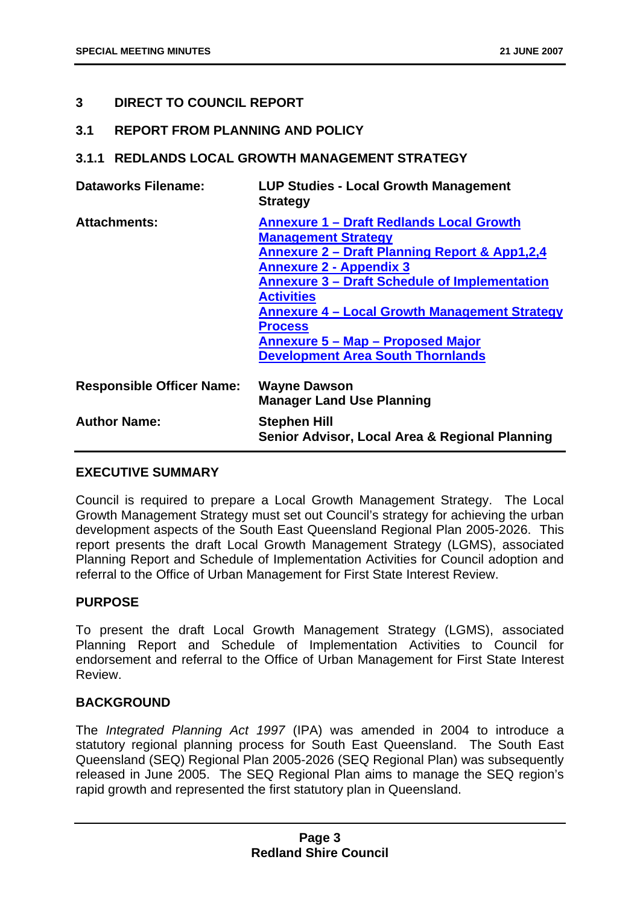## 3 DIRECT TO COUNCIL REPORT

### 3.1 REPORT FROM PLANNING AND POLICY

#### 3.1.1 REDLANDS LOCAL GROWTH MANAGEMENT STRATEGY

| | |
|---|---|
| **Dataworks Filename:** | **LUP Studies - Local Growth Management Strategy** |
| **Attachments:** | **Annexure 1 – Draft Redlands Local Growth Management Strategy**<br>**Annexure 2 – Draft Planning Report & App1,2,4**<br>**Annexure 2 - Appendix 3**<br>**Annexure 3 – Draft Schedule of Implementation Activities**<br>**Annexure 4 – Local Growth Management Strategy Process**<br>**Annexure 5 – Map – Proposed Major Development Area South Thornlands** |
| **Responsible Officer Name:** | **Wayne Dawson**<br>**Manager Land Use Planning** |
| **Author Name:** | **Stephen Hill**<br>**Senior Advisor, Local Area & Regional Planning** |

**EXECUTIVE SUMMARY**

Council is required to prepare a Local Growth Management Strategy. The Local Growth Management Strategy must set out Council's strategy for achieving the urban development aspects of the South East Queensland Regional Plan 2005-2026. This report presents the draft Local Growth Management Strategy (LGMS), associated Planning Report and Schedule of Implementation Activities for Council adoption and referral to the Office of Urban Management for First State Interest Review.

**PURPOSE**

To present the draft Local Growth Management Strategy (LGMS), associated Planning Report and Schedule of Implementation Activities to Council for endorsement and referral to the Office of Urban Management for First State Interest Review.

**BACKGROUND**

The *Integrated Planning Act 1997* (IPA) was amended in 2004 to introduce a statutory regional planning process for South East Queensland. The South East Queensland (SEQ) Regional Plan 2005-2026 (SEQ Regional Plan) was subsequently released in June 2005. The SEQ Regional Plan aims to manage the SEQ region's rapid growth and represented the first statutory plan in Queensland.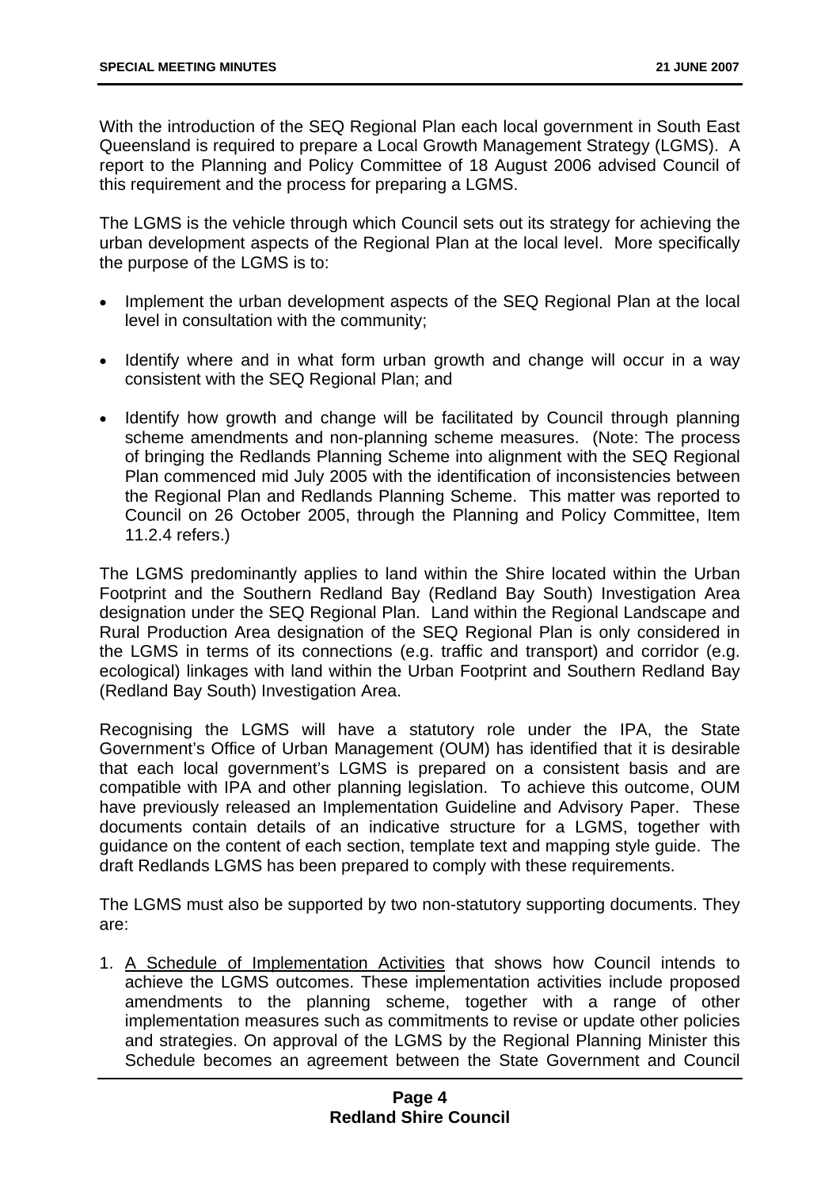With the introduction of the SEQ Regional Plan each local government in South East Queensland is required to prepare a Local Growth Management Strategy (LGMS). A report to the Planning and Policy Committee of 18 August 2006 advised Council of this requirement and the process for preparing a LGMS.

The LGMS is the vehicle through which Council sets out its strategy for achieving the urban development aspects of the Regional Plan at the local level. More specifically the purpose of the LGMS is to:

- Implement the urban development aspects of the SEQ Regional Plan at the local level in consultation with the community;

- Identify where and in what form urban growth and change will occur in a way consistent with the SEQ Regional Plan; and

- Identify how growth and change will be facilitated by Council through planning scheme amendments and non-planning scheme measures. (Note: The process of bringing the Redlands Planning Scheme into alignment with the SEQ Regional Plan commenced mid July 2005 with the identification of inconsistencies between the Regional Plan and Redlands Planning Scheme. This matter was reported to Council on 26 October 2005, through the Planning and Policy Committee, Item 11.2.4 refers.)

The LGMS predominantly applies to land within the Shire located within the Urban Footprint and the Southern Redland Bay (Redland Bay South) Investigation Area designation under the SEQ Regional Plan. Land within the Regional Landscape and Rural Production Area designation of the SEQ Regional Plan is only considered in the LGMS in terms of its connections (e.g. traffic and transport) and corridor (e.g. ecological) linkages with land within the Urban Footprint and Southern Redland Bay (Redland Bay South) Investigation Area.

Recognising the LGMS will have a statutory role under the IPA, the State Government's Office of Urban Management (OUM) has identified that it is desirable that each local government's LGMS is prepared on a consistent basis and are compatible with IPA and other planning legislation. To achieve this outcome, OUM have previously released an Implementation Guideline and Advisory Paper. These documents contain details of an indicative structure for a LGMS, together with guidance on the content of each section, template text and mapping style guide. The draft Redlands LGMS has been prepared to comply with these requirements.

The LGMS must also be supported by two non-statutory supporting documents. They are:

1. <u>A Schedule of Implementation Activities</u> that shows how Council intends to achieve the LGMS outcomes. These implementation activities include proposed amendments to the planning scheme, together with a range of other implementation measures such as commitments to revise or update other policies and strategies. On approval of the LGMS by the Regional Planning Minister this Schedule becomes an agreement between the State Government and Council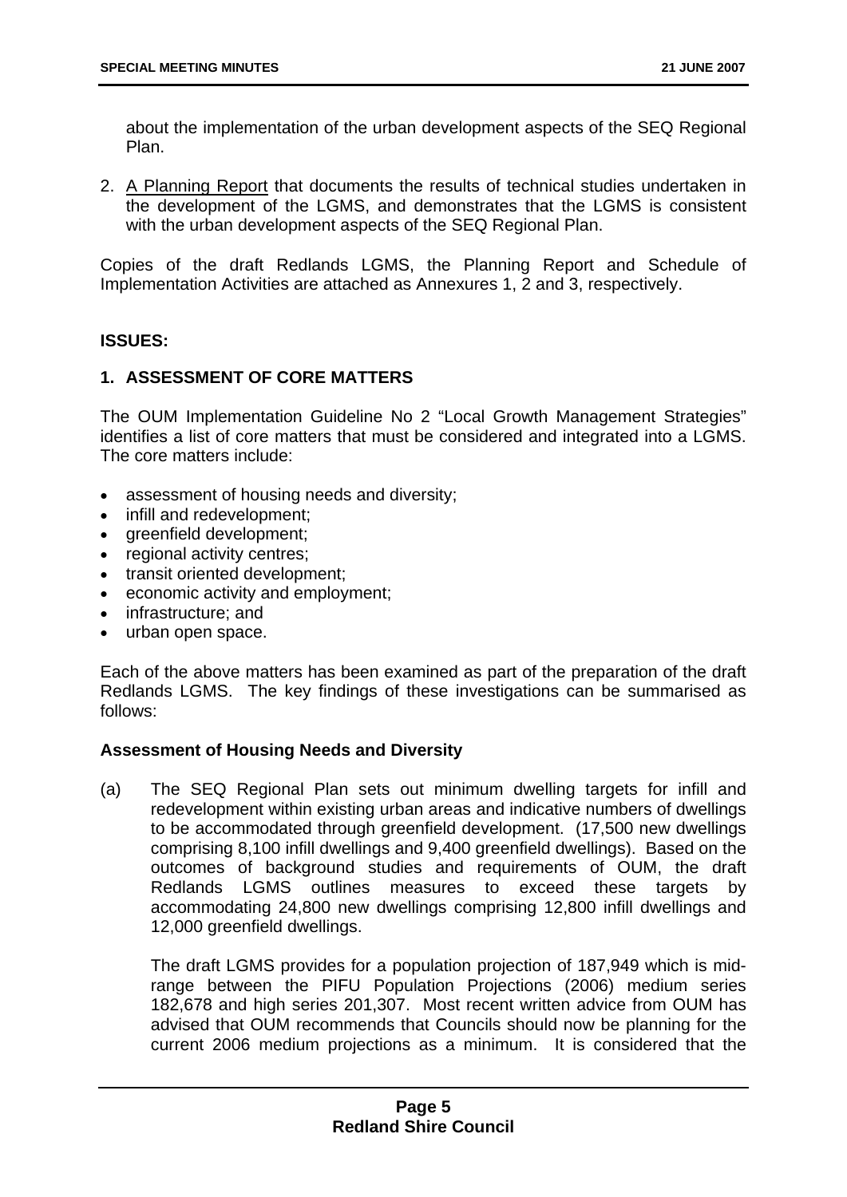about the implementation of the urban development aspects of the SEQ Regional Plan.

2. A Planning Report that documents the results of technical studies undertaken in the development of the LGMS, and demonstrates that the LGMS is consistent with the urban development aspects of the SEQ Regional Plan.

Copies of the draft Redlands LGMS, the Planning Report and Schedule of Implementation Activities are attached as Annexures 1, 2 and 3, respectively.

**ISSUES:**

**1. ASSESSMENT OF CORE MATTERS**

The OUM Implementation Guideline No 2 "Local Growth Management Strategies" identifies a list of core matters that must be considered and integrated into a LGMS. The core matters include:

- assessment of housing needs and diversity;
- infill and redevelopment;
- greenfield development;
- regional activity centres;
- transit oriented development;
- economic activity and employment;
- infrastructure; and
- urban open space.

Each of the above matters has been examined as part of the preparation of the draft Redlands LGMS. The key findings of these investigations can be summarised as follows:

**Assessment of Housing Needs and Diversity**

(a) The SEQ Regional Plan sets out minimum dwelling targets for infill and redevelopment within existing urban areas and indicative numbers of dwellings to be accommodated through greenfield development. (17,500 new dwellings comprising 8,100 infill dwellings and 9,400 greenfield dwellings). Based on the outcomes of background studies and requirements of OUM, the draft Redlands LGMS outlines measures to exceed these targets by accommodating 24,800 new dwellings comprising 12,800 infill dwellings and 12,000 greenfield dwellings.

The draft LGMS provides for a population projection of 187,949 which is mid-range between the PIFU Population Projections (2006) medium series 182,678 and high series 201,307. Most recent written advice from OUM has advised that OUM recommends that Councils should now be planning for the current 2006 medium projections as a minimum. It is considered that the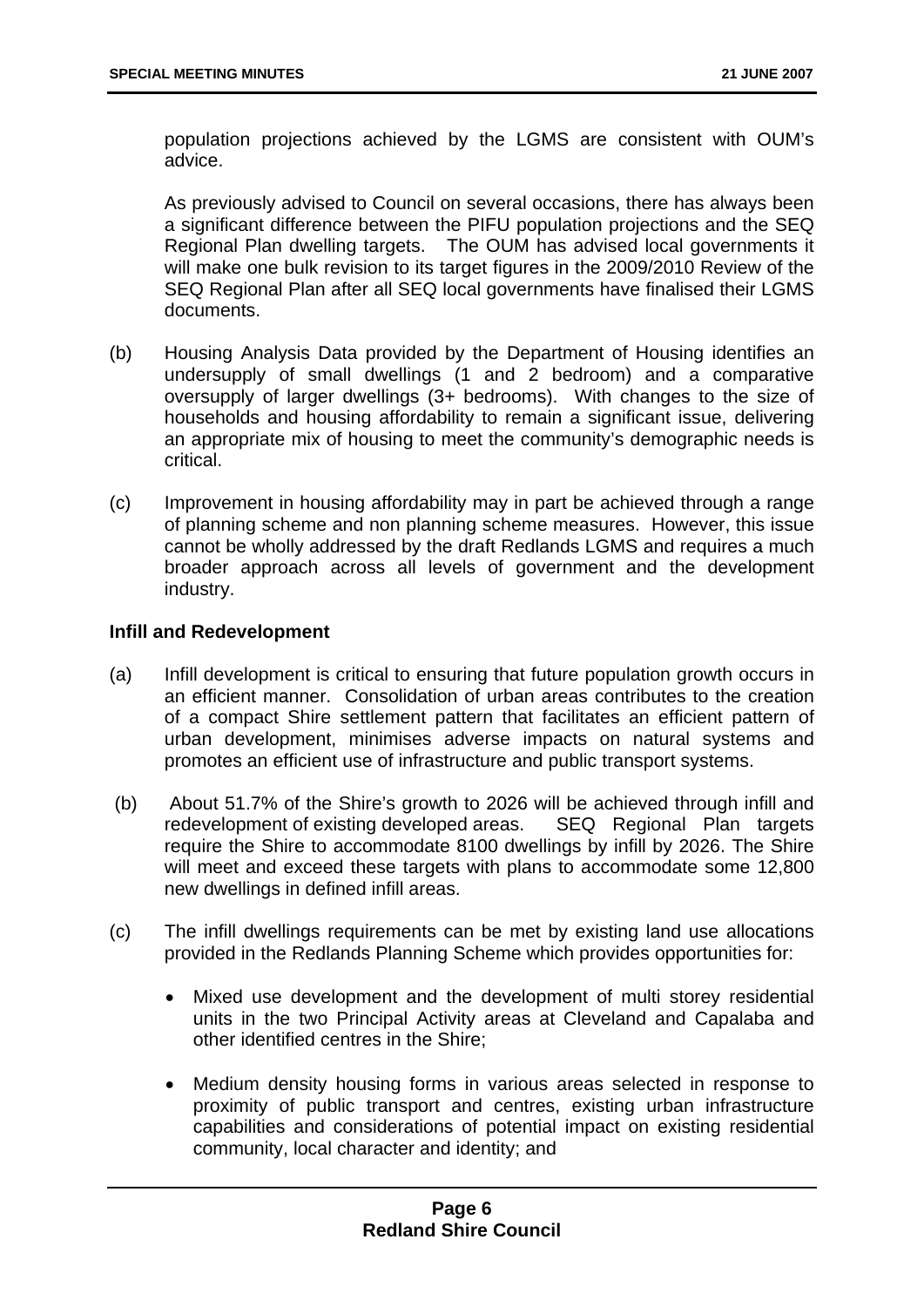population projections achieved by the LGMS are consistent with OUM's advice.

As previously advised to Council on several occasions, there has always been a significant difference between the PIFU population projections and the SEQ Regional Plan dwelling targets. The OUM has advised local governments it will make one bulk revision to its target figures in the 2009/2010 Review of the SEQ Regional Plan after all SEQ local governments have finalised their LGMS documents.

(b) Housing Analysis Data provided by the Department of Housing identifies an undersupply of small dwellings (1 and 2 bedroom) and a comparative oversupply of larger dwellings (3+ bedrooms). With changes to the size of households and housing affordability to remain a significant issue, delivering an appropriate mix of housing to meet the community's demographic needs is critical.

(c) Improvement in housing affordability may in part be achieved through a range of planning scheme and non planning scheme measures. However, this issue cannot be wholly addressed by the draft Redlands LGMS and requires a much broader approach across all levels of government and the development industry.

**Infill and Redevelopment**

(a) Infill development is critical to ensuring that future population growth occurs in an efficient manner. Consolidation of urban areas contributes to the creation of a compact Shire settlement pattern that facilitates an efficient pattern of urban development, minimises adverse impacts on natural systems and promotes an efficient use of infrastructure and public transport systems.

(b) About 51.7% of the Shire's growth to 2026 will be achieved through infill and redevelopment of existing developed areas. SEQ Regional Plan targets require the Shire to accommodate 8100 dwellings by infill by 2026. The Shire will meet and exceed these targets with plans to accommodate some 12,800 new dwellings in defined infill areas.

(c) The infill dwellings requirements can be met by existing land use allocations provided in the Redlands Planning Scheme which provides opportunities for:

- Mixed use development and the development of multi storey residential units in the two Principal Activity areas at Cleveland and Capalaba and other identified centres in the Shire;

- Medium density housing forms in various areas selected in response to proximity of public transport and centres, existing urban infrastructure capabilities and considerations of potential impact on existing residential community, local character and identity; and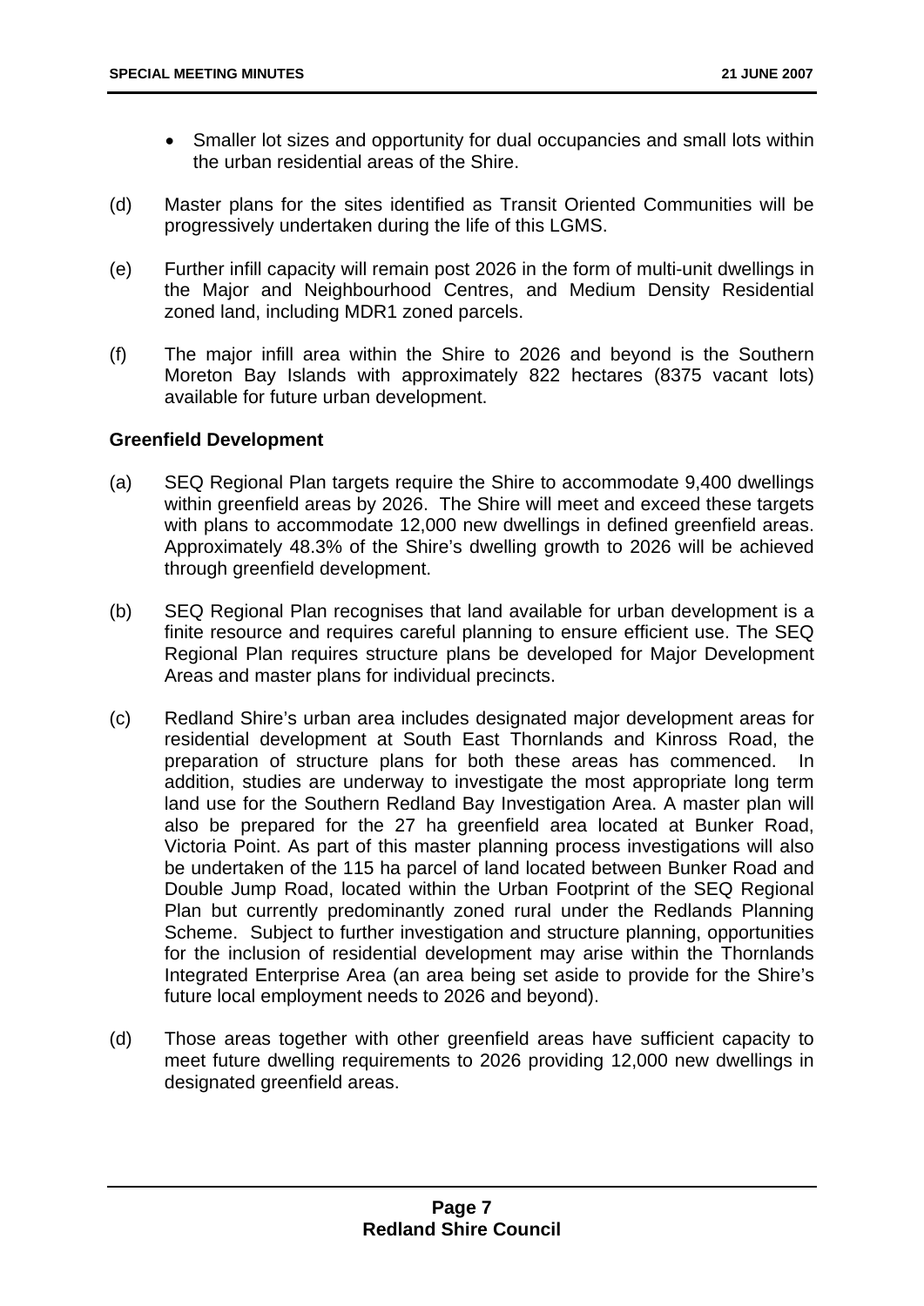- Smaller lot sizes and opportunity for dual occupancies and small lots within the urban residential areas of the Shire.

(d) Master plans for the sites identified as Transit Oriented Communities will be progressively undertaken during the life of this LGMS.

(e) Further infill capacity will remain post 2026 in the form of multi-unit dwellings in the Major and Neighbourhood Centres, and Medium Density Residential zoned land, including MDR1 zoned parcels.

(f) The major infill area within the Shire to 2026 and beyond is the Southern Moreton Bay Islands with approximately 822 hectares (8375 vacant lots) available for future urban development.

**Greenfield Development**

(a) SEQ Regional Plan targets require the Shire to accommodate 9,400 dwellings within greenfield areas by 2026. The Shire will meet and exceed these targets with plans to accommodate 12,000 new dwellings in defined greenfield areas. Approximately 48.3% of the Shire's dwelling growth to 2026 will be achieved through greenfield development.

(b) SEQ Regional Plan recognises that land available for urban development is a finite resource and requires careful planning to ensure efficient use. The SEQ Regional Plan requires structure plans be developed for Major Development Areas and master plans for individual precincts.

(c) Redland Shire's urban area includes designated major development areas for residential development at South East Thornlands and Kinross Road, the preparation of structure plans for both these areas has commenced. In addition, studies are underway to investigate the most appropriate long term land use for the Southern Redland Bay Investigation Area. A master plan will also be prepared for the 27 ha greenfield area located at Bunker Road, Victoria Point. As part of this master planning process investigations will also be undertaken of the 115 ha parcel of land located between Bunker Road and Double Jump Road, located within the Urban Footprint of the SEQ Regional Plan but currently predominantly zoned rural under the Redlands Planning Scheme. Subject to further investigation and structure planning, opportunities for the inclusion of residential development may arise within the Thornlands Integrated Enterprise Area (an area being set aside to provide for the Shire's future local employment needs to 2026 and beyond).

(d) Those areas together with other greenfield areas have sufficient capacity to meet future dwelling requirements to 2026 providing 12,000 new dwellings in designated greenfield areas.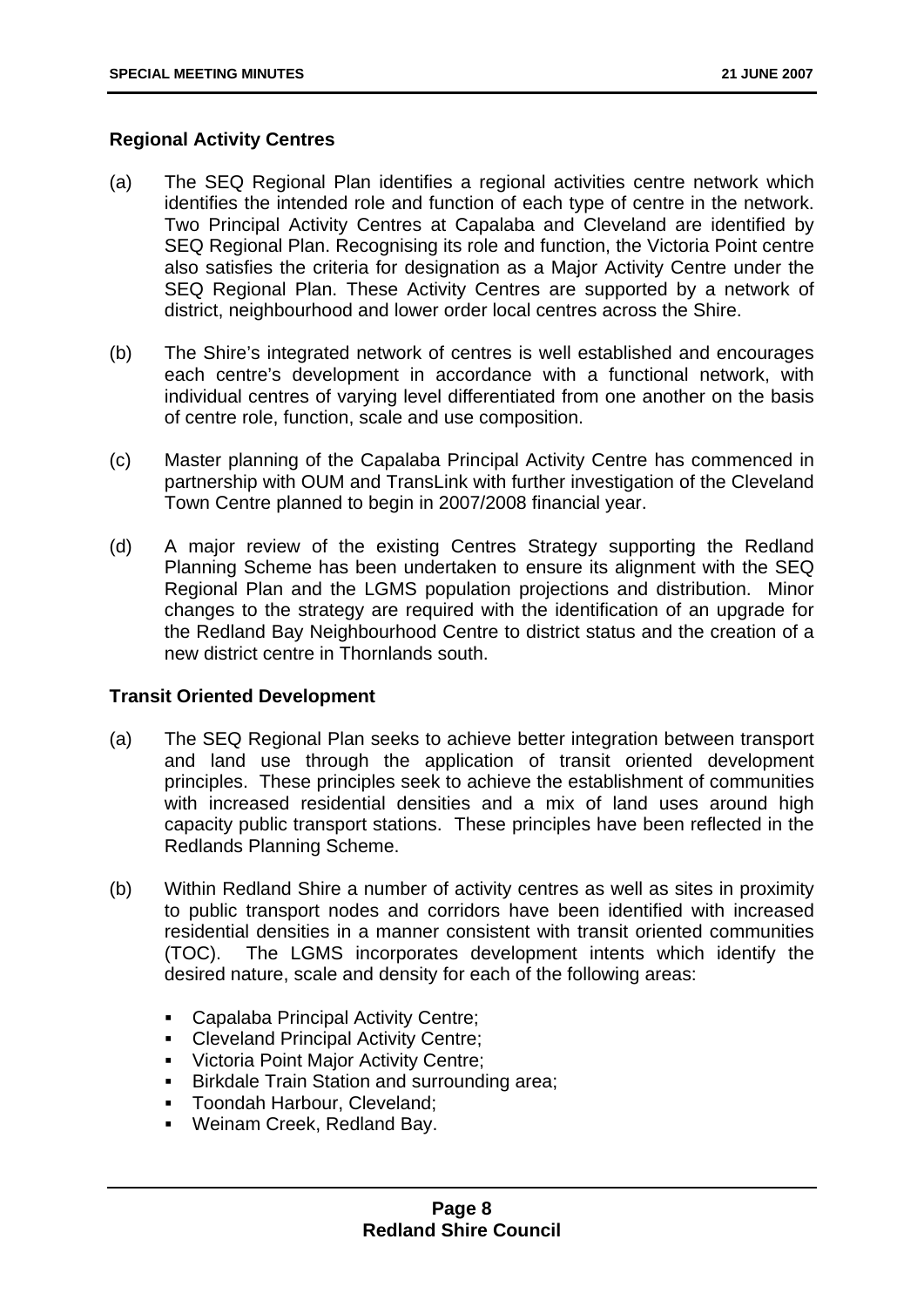**Regional Activity Centres**

(a) The SEQ Regional Plan identifies a regional activities centre network which identifies the intended role and function of each type of centre in the network. Two Principal Activity Centres at Capalaba and Cleveland are identified by SEQ Regional Plan. Recognising its role and function, the Victoria Point centre also satisfies the criteria for designation as a Major Activity Centre under the SEQ Regional Plan. These Activity Centres are supported by a network of district, neighbourhood and lower order local centres across the Shire.

(b) The Shire's integrated network of centres is well established and encourages each centre's development in accordance with a functional network, with individual centres of varying level differentiated from one another on the basis of centre role, function, scale and use composition.

(c) Master planning of the Capalaba Principal Activity Centre has commenced in partnership with OUM and TransLink with further investigation of the Cleveland Town Centre planned to begin in 2007/2008 financial year.

(d) A major review of the existing Centres Strategy supporting the Redland Planning Scheme has been undertaken to ensure its alignment with the SEQ Regional Plan and the LGMS population projections and distribution. Minor changes to the strategy are required with the identification of an upgrade for the Redland Bay Neighbourhood Centre to district status and the creation of a new district centre in Thornlands south.

**Transit Oriented Development**

(a) The SEQ Regional Plan seeks to achieve better integration between transport and land use through the application of transit oriented development principles. These principles seek to achieve the establishment of communities with increased residential densities and a mix of land uses around high capacity public transport stations. These principles have been reflected in the Redlands Planning Scheme.

(b) Within Redland Shire a number of activity centres as well as sites in proximity to public transport nodes and corridors have been identified with increased residential densities in a manner consistent with transit oriented communities (TOC). The LGMS incorporates development intents which identify the desired nature, scale and density for each of the following areas:

- Capalaba Principal Activity Centre;
- Cleveland Principal Activity Centre;
- Victoria Point Major Activity Centre;
- Birkdale Train Station and surrounding area;
- Toondah Harbour, Cleveland;
- Weinam Creek, Redland Bay.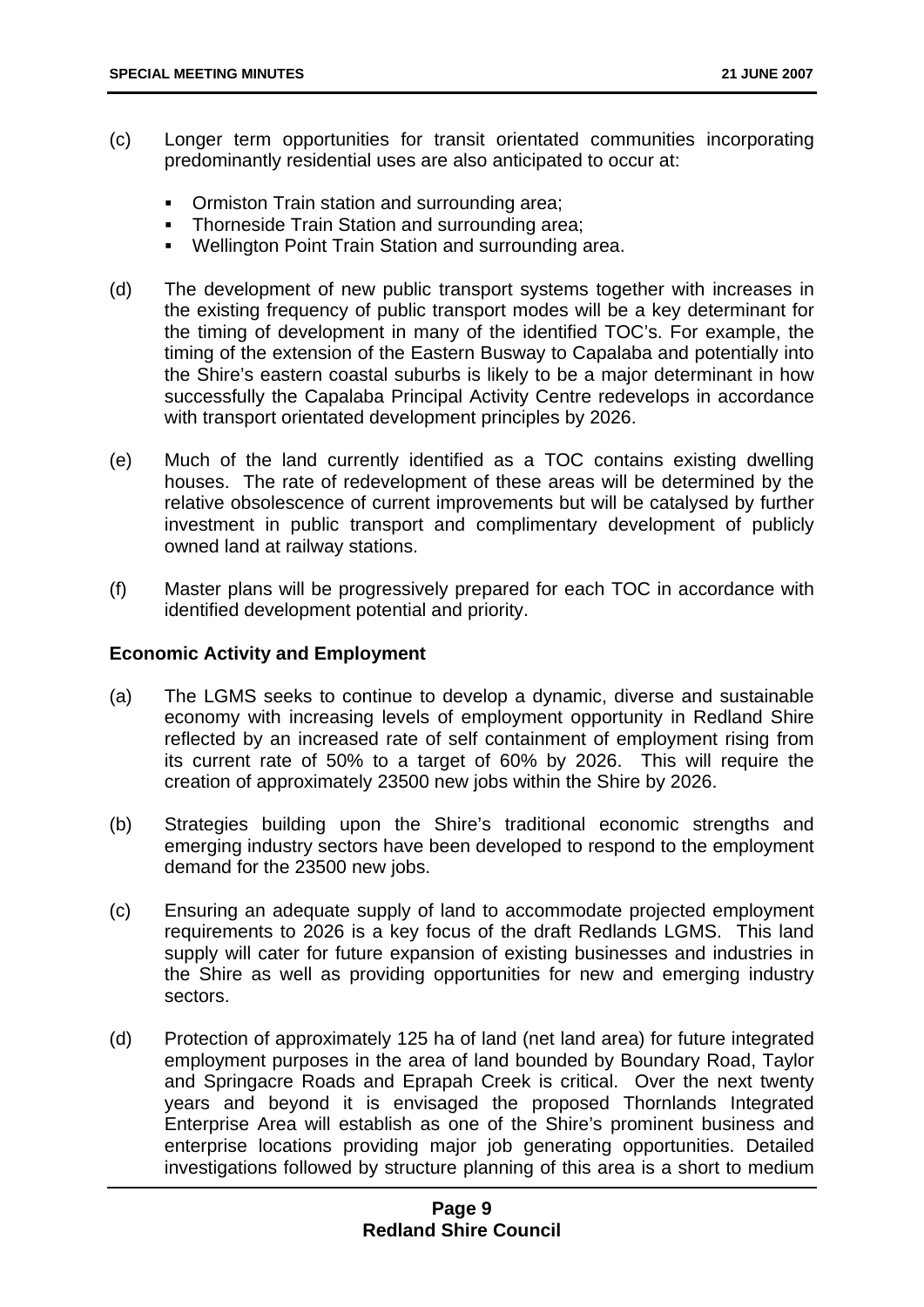(c) Longer term opportunities for transit orientated communities incorporating predominantly residential uses are also anticipated to occur at:

- Ormiston Train station and surrounding area;
- Thorneside Train Station and surrounding area;
- Wellington Point Train Station and surrounding area.

(d) The development of new public transport systems together with increases in the existing frequency of public transport modes will be a key determinant for the timing of development in many of the identified TOC's. For example, the timing of the extension of the Eastern Busway to Capalaba and potentially into the Shire's eastern coastal suburbs is likely to be a major determinant in how successfully the Capalaba Principal Activity Centre redevelops in accordance with transport orientated development principles by 2026.

(e) Much of the land currently identified as a TOC contains existing dwelling houses. The rate of redevelopment of these areas will be determined by the relative obsolescence of current improvements but will be catalysed by further investment in public transport and complimentary development of publicly owned land at railway stations.

(f) Master plans will be progressively prepared for each TOC in accordance with identified development potential and priority.

**Economic Activity and Employment**

(a) The LGMS seeks to continue to develop a dynamic, diverse and sustainable economy with increasing levels of employment opportunity in Redland Shire reflected by an increased rate of self containment of employment rising from its current rate of 50% to a target of 60% by 2026. This will require the creation of approximately 23500 new jobs within the Shire by 2026.

(b) Strategies building upon the Shire's traditional economic strengths and emerging industry sectors have been developed to respond to the employment demand for the 23500 new jobs.

(c) Ensuring an adequate supply of land to accommodate projected employment requirements to 2026 is a key focus of the draft Redlands LGMS. This land supply will cater for future expansion of existing businesses and industries in the Shire as well as providing opportunities for new and emerging industry sectors.

(d) Protection of approximately 125 ha of land (net land area) for future integrated employment purposes in the area of land bounded by Boundary Road, Taylor and Springacre Roads and Eprapah Creek is critical. Over the next twenty years and beyond it is envisaged the proposed Thornlands Integrated Enterprise Area will establish as one of the Shire's prominent business and enterprise locations providing major job generating opportunities. Detailed investigations followed by structure planning of this area is a short to medium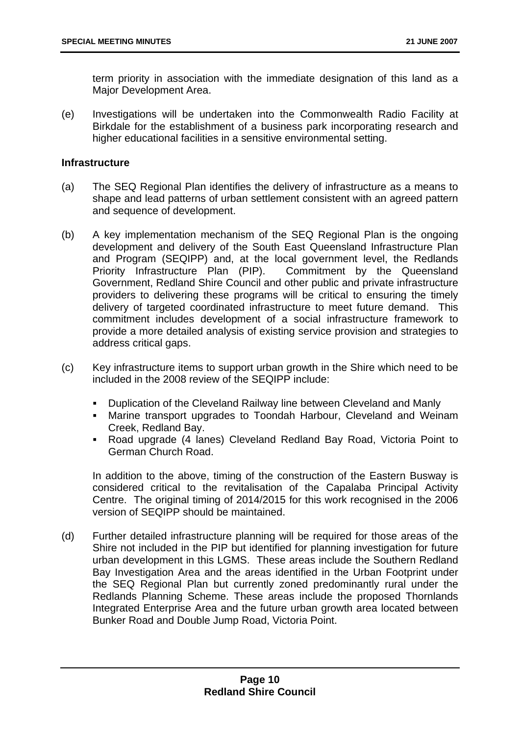term priority in association with the immediate designation of this land as a Major Development Area.

(e) Investigations will be undertaken into the Commonwealth Radio Facility at Birkdale for the establishment of a business park incorporating research and higher educational facilities in a sensitive environmental setting.

**Infrastructure**

(a) The SEQ Regional Plan identifies the delivery of infrastructure as a means to shape and lead patterns of urban settlement consistent with an agreed pattern and sequence of development.

(b) A key implementation mechanism of the SEQ Regional Plan is the ongoing development and delivery of the South East Queensland Infrastructure Plan and Program (SEQIPP) and, at the local government level, the Redlands Priority Infrastructure Plan (PIP). Commitment by the Queensland Government, Redland Shire Council and other public and private infrastructure providers to delivering these programs will be critical to ensuring the timely delivery of targeted coordinated infrastructure to meet future demand. This commitment includes development of a social infrastructure framework to provide a more detailed analysis of existing service provision and strategies to address critical gaps.

(c) Key infrastructure items to support urban growth in the Shire which need to be included in the 2008 review of the SEQIPP include:

- Duplication of the Cleveland Railway line between Cleveland and Manly
- Marine transport upgrades to Toondah Harbour, Cleveland and Weinam Creek, Redland Bay.
- Road upgrade (4 lanes) Cleveland Redland Bay Road, Victoria Point to German Church Road.

In addition to the above, timing of the construction of the Eastern Busway is considered critical to the revitalisation of the Capalaba Principal Activity Centre. The original timing of 2014/2015 for this work recognised in the 2006 version of SEQIPP should be maintained.

(d) Further detailed infrastructure planning will be required for those areas of the Shire not included in the PIP but identified for planning investigation for future urban development in this LGMS. These areas include the Southern Redland Bay Investigation Area and the areas identified in the Urban Footprint under the SEQ Regional Plan but currently zoned predominantly rural under the Redlands Planning Scheme. These areas include the proposed Thornlands Integrated Enterprise Area and the future urban growth area located between Bunker Road and Double Jump Road, Victoria Point.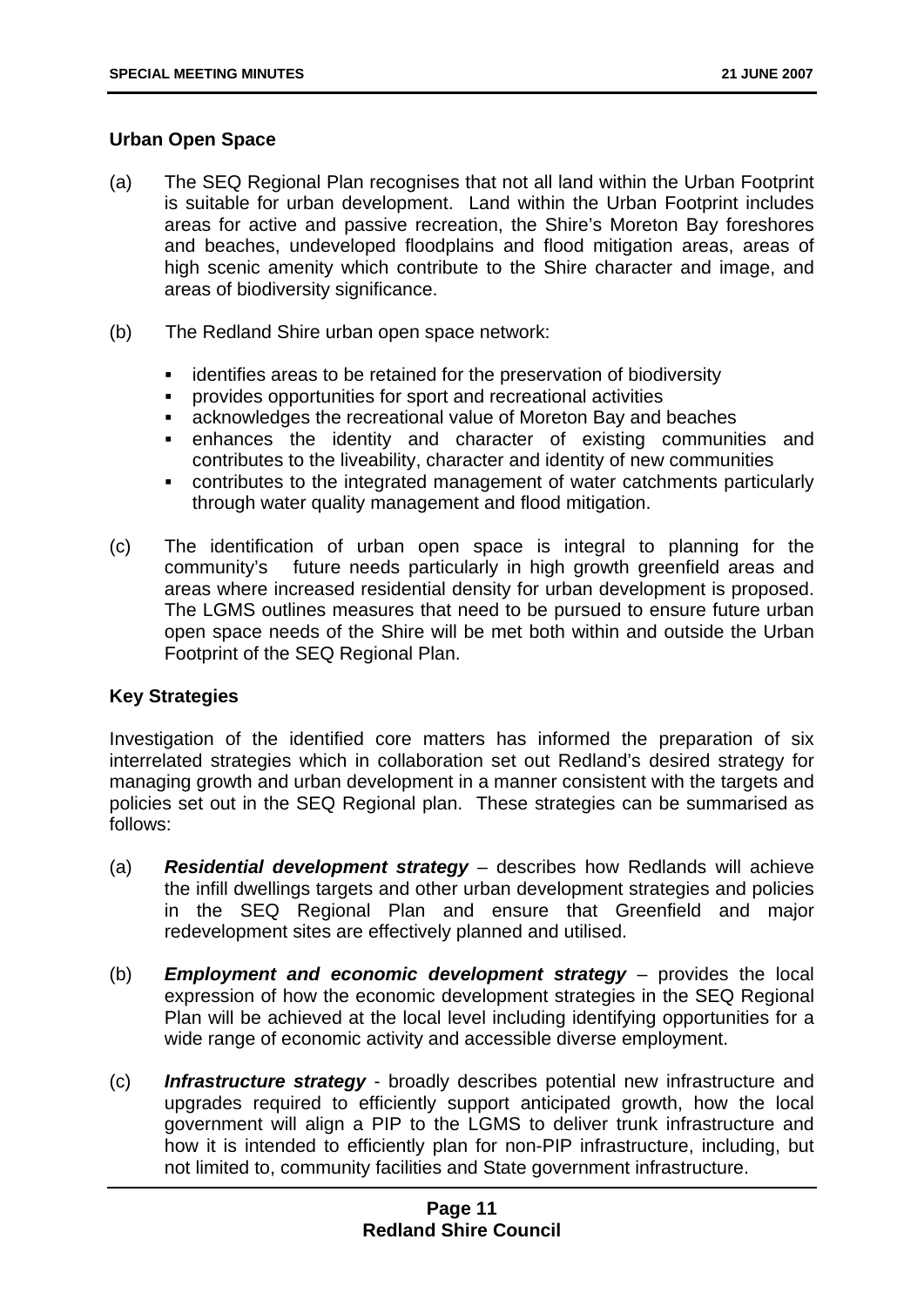**Urban Open Space**

(a) The SEQ Regional Plan recognises that not all land within the Urban Footprint is suitable for urban development. Land within the Urban Footprint includes areas for active and passive recreation, the Shire's Moreton Bay foreshores and beaches, undeveloped floodplains and flood mitigation areas, areas of high scenic amenity which contribute to the Shire character and image, and areas of biodiversity significance.

(b) The Redland Shire urban open space network:

- identifies areas to be retained for the preservation of biodiversity
- provides opportunities for sport and recreational activities
- acknowledges the recreational value of Moreton Bay and beaches
- enhances the identity and character of existing communities and contributes to the liveability, character and identity of new communities
- contributes to the integrated management of water catchments particularly through water quality management and flood mitigation.

(c) The identification of urban open space is integral to planning for the community's future needs particularly in high growth greenfield areas and areas where increased residential density for urban development is proposed. The LGMS outlines measures that need to be pursued to ensure future urban open space needs of the Shire will be met both within and outside the Urban Footprint of the SEQ Regional Plan.

**Key Strategies**

Investigation of the identified core matters has informed the preparation of six interrelated strategies which in collaboration set out Redland's desired strategy for managing growth and urban development in a manner consistent with the targets and policies set out in the SEQ Regional plan. These strategies can be summarised as follows:

(a) ***Residential development strategy*** – describes how Redlands will achieve the infill dwellings targets and other urban development strategies and policies in the SEQ Regional Plan and ensure that Greenfield and major redevelopment sites are effectively planned and utilised.

(b) ***Employment and economic development strategy*** – provides the local expression of how the economic development strategies in the SEQ Regional Plan will be achieved at the local level including identifying opportunities for a wide range of economic activity and accessible diverse employment.

(c) ***Infrastructure strategy*** - broadly describes potential new infrastructure and upgrades required to efficiently support anticipated growth, how the local government will align a PIP to the LGMS to deliver trunk infrastructure and how it is intended to efficiently plan for non-PIP infrastructure, including, but not limited to, community facilities and State government infrastructure.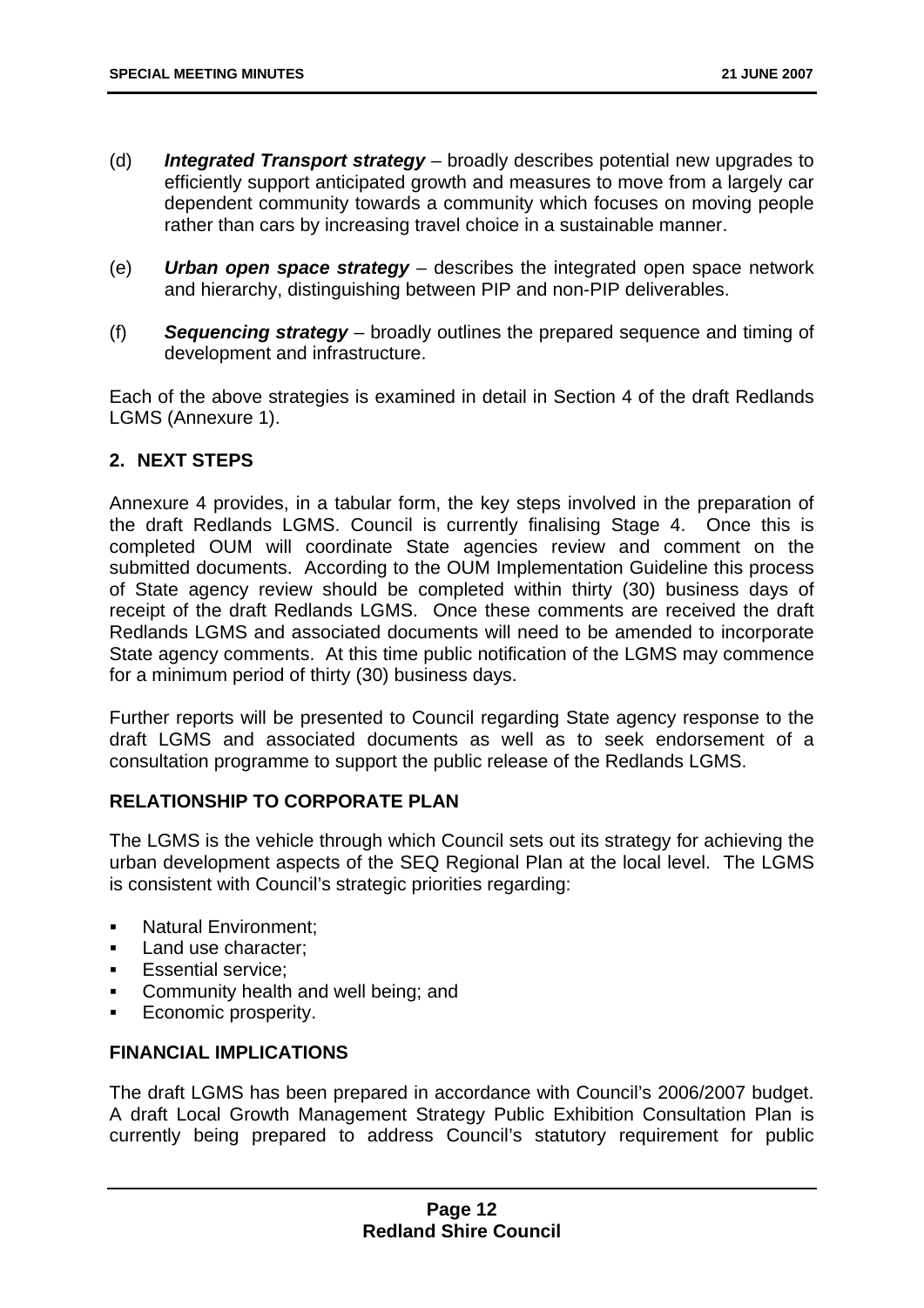(d) ***Integrated Transport strategy*** – broadly describes potential new upgrades to efficiently support anticipated growth and measures to move from a largely car dependent community towards a community which focuses on moving people rather than cars by increasing travel choice in a sustainable manner.

(e) ***Urban open space strategy*** – describes the integrated open space network and hierarchy, distinguishing between PIP and non-PIP deliverables.

(f) ***Sequencing strategy*** – broadly outlines the prepared sequence and timing of development and infrastructure.

Each of the above strategies is examined in detail in Section 4 of the draft Redlands LGMS (Annexure 1).

**2. NEXT STEPS**

Annexure 4 provides, in a tabular form, the key steps involved in the preparation of the draft Redlands LGMS. Council is currently finalising Stage 4. Once this is completed OUM will coordinate State agencies review and comment on the submitted documents. According to the OUM Implementation Guideline this process of State agency review should be completed within thirty (30) business days of receipt of the draft Redlands LGMS. Once these comments are received the draft Redlands LGMS and associated documents will need to be amended to incorporate State agency comments. At this time public notification of the LGMS may commence for a minimum period of thirty (30) business days.

Further reports will be presented to Council regarding State agency response to the draft LGMS and associated documents as well as to seek endorsement of a consultation programme to support the public release of the Redlands LGMS.

**RELATIONSHIP TO CORPORATE PLAN**

The LGMS is the vehicle through which Council sets out its strategy for achieving the urban development aspects of the SEQ Regional Plan at the local level. The LGMS is consistent with Council's strategic priorities regarding:

- Natural Environment;
- Land use character;
- Essential service;
- Community health and well being; and
- Economic prosperity.

**FINANCIAL IMPLICATIONS**

The draft LGMS has been prepared in accordance with Council's 2006/2007 budget. A draft Local Growth Management Strategy Public Exhibition Consultation Plan is currently being prepared to address Council's statutory requirement for public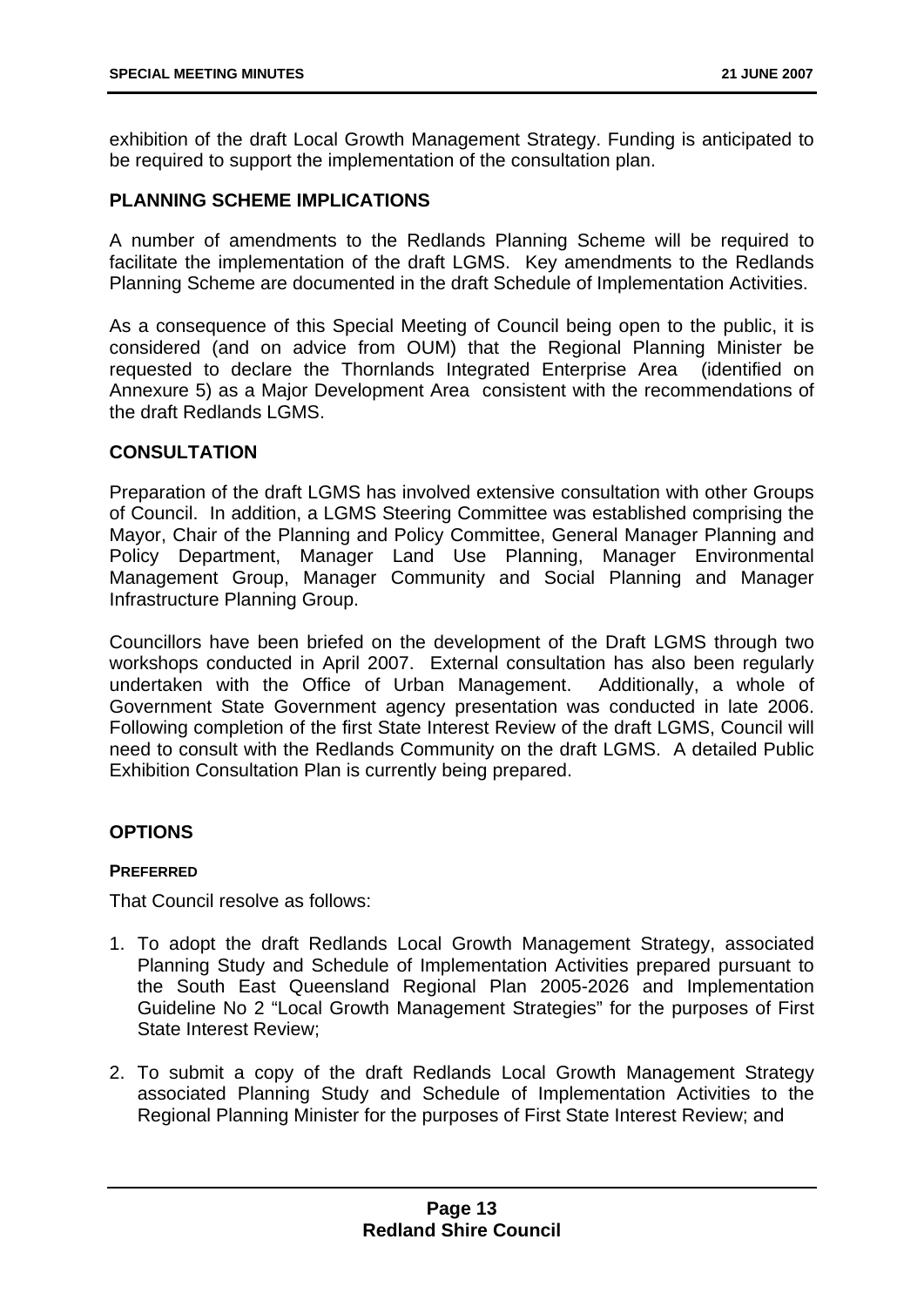exhibition of the draft Local Growth Management Strategy. Funding is anticipated to be required to support the implementation of the consultation plan.

## PLANNING SCHEME IMPLICATIONS

A number of amendments to the Redlands Planning Scheme will be required to facilitate the implementation of the draft LGMS. Key amendments to the Redlands Planning Scheme are documented in the draft Schedule of Implementation Activities.

As a consequence of this Special Meeting of Council being open to the public, it is considered (and on advice from OUM) that the Regional Planning Minister be requested to declare the Thornlands Integrated Enterprise Area (identified on Annexure 5) as a Major Development Area consistent with the recommendations of the draft Redlands LGMS.

## CONSULTATION

Preparation of the draft LGMS has involved extensive consultation with other Groups of Council. In addition, a LGMS Steering Committee was established comprising the Mayor, Chair of the Planning and Policy Committee, General Manager Planning and Policy Department, Manager Land Use Planning, Manager Environmental Management Group, Manager Community and Social Planning and Manager Infrastructure Planning Group.

Councillors have been briefed on the development of the Draft LGMS through two workshops conducted in April 2007. External consultation has also been regularly undertaken with the Office of Urban Management. Additionally, a whole of Government State Government agency presentation was conducted in late 2006. Following completion of the first State Interest Review of the draft LGMS, Council will need to consult with the Redlands Community on the draft LGMS. A detailed Public Exhibition Consultation Plan is currently being prepared.

## OPTIONS

### PREFERRED

That Council resolve as follows:

1. To adopt the draft Redlands Local Growth Management Strategy, associated Planning Study and Schedule of Implementation Activities prepared pursuant to the South East Queensland Regional Plan 2005-2026 and Implementation Guideline No 2 “Local Growth Management Strategies” for the purposes of First State Interest Review;

2. To submit a copy of the draft Redlands Local Growth Management Strategy associated Planning Study and Schedule of Implementation Activities to the Regional Planning Minister for the purposes of First State Interest Review; and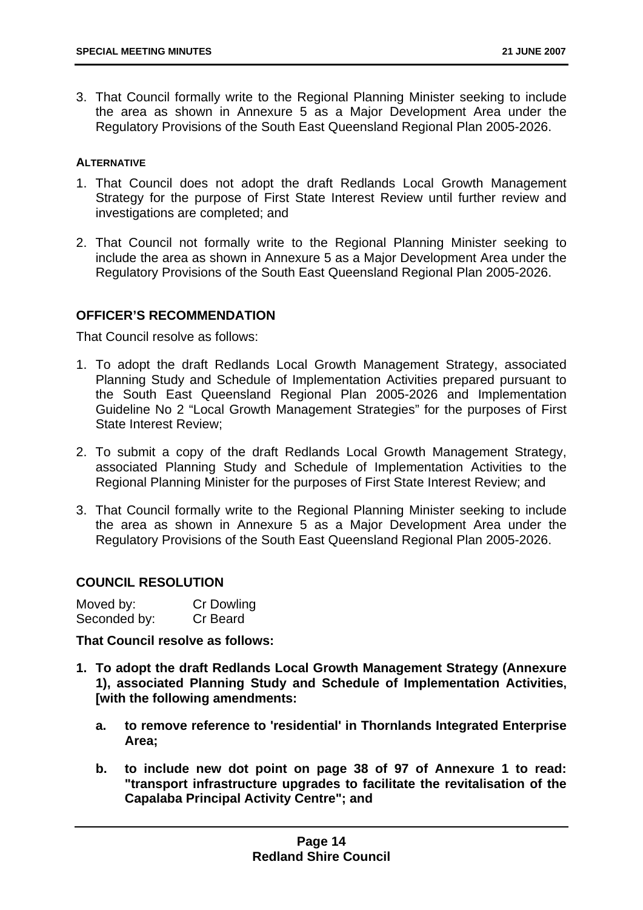3. That Council formally write to the Regional Planning Minister seeking to include the area as shown in Annexure 5 as a Major Development Area under the Regulatory Provisions of the South East Queensland Regional Plan 2005-2026.

**ALTERNATIVE**

1. That Council does not adopt the draft Redlands Local Growth Management Strategy for the purpose of First State Interest Review until further review and investigations are completed; and

2. That Council not formally write to the Regional Planning Minister seeking to include the area as shown in Annexure 5 as a Major Development Area under the Regulatory Provisions of the South East Queensland Regional Plan 2005-2026.

## OFFICER'S RECOMMENDATION

That Council resolve as follows:

1. To adopt the draft Redlands Local Growth Management Strategy, associated Planning Study and Schedule of Implementation Activities prepared pursuant to the South East Queensland Regional Plan 2005-2026 and Implementation Guideline No 2 "Local Growth Management Strategies" for the purposes of First State Interest Review;

2. To submit a copy of the draft Redlands Local Growth Management Strategy, associated Planning Study and Schedule of Implementation Activities to the Regional Planning Minister for the purposes of First State Interest Review; and

3. That Council formally write to the Regional Planning Minister seeking to include the area as shown in Annexure 5 as a Major Development Area under the Regulatory Provisions of the South East Queensland Regional Plan 2005-2026.

## COUNCIL RESOLUTION

Moved by: Cr Dowling
Seconded by: Cr Beard

**That Council resolve as follows:**

1. **To adopt the draft Redlands Local Growth Management Strategy (Annexure 1), associated Planning Study and Schedule of Implementation Activities, [with the following amendments:**

   a. **to remove reference to 'residential' in Thornlands Integrated Enterprise Area;**

   b. **to include new dot point on page 38 of 97 of Annexure 1 to read: "transport infrastructure upgrades to facilitate the revitalisation of the Capalaba Principal Activity Centre"; and**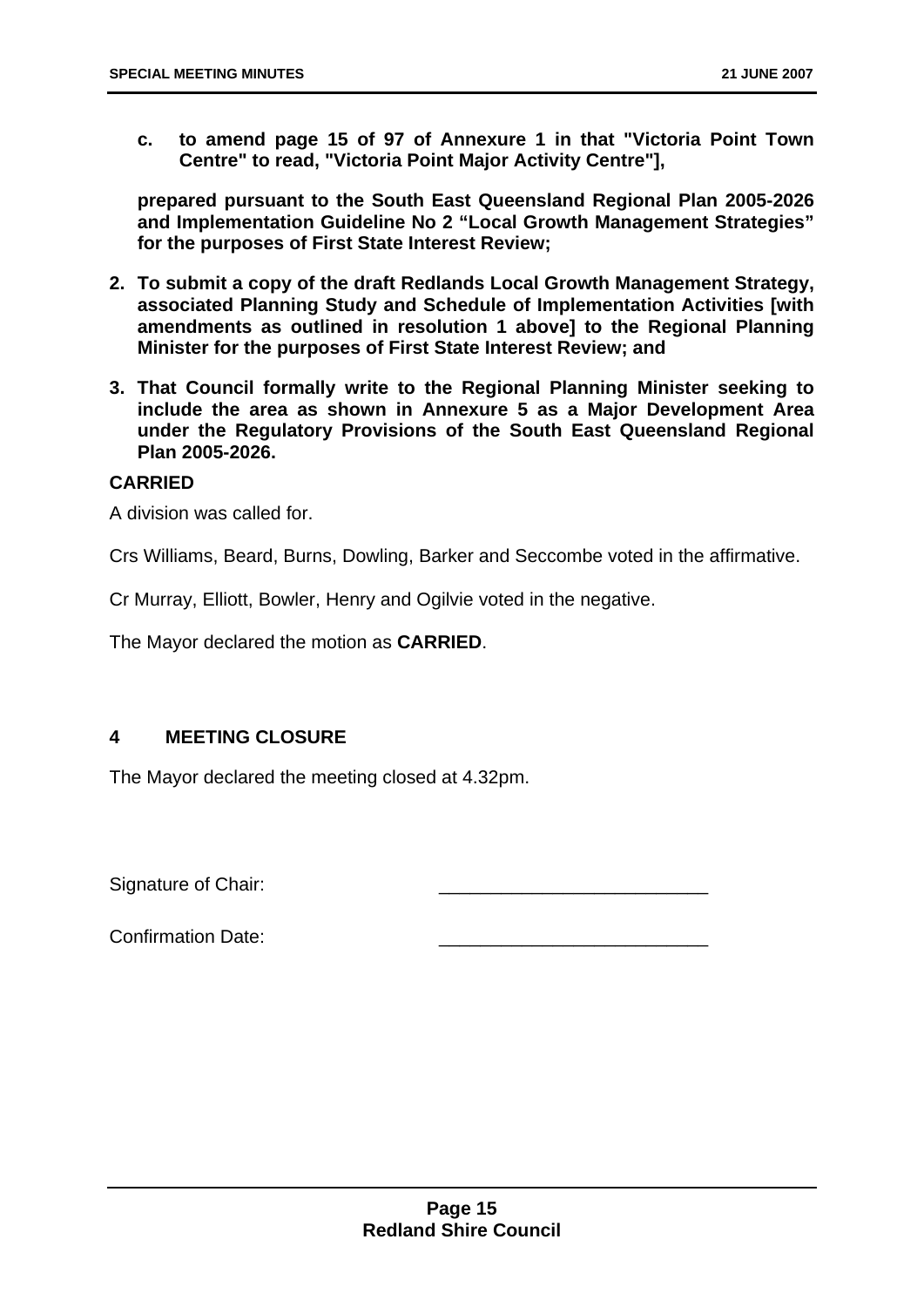**c. to amend page 15 of 97 of Annexure 1 in that "Victoria Point Town Centre" to read, "Victoria Point Major Activity Centre"],**

**prepared pursuant to the South East Queensland Regional Plan 2005-2026 and Implementation Guideline No 2 "Local Growth Management Strategies" for the purposes of First State Interest Review;**

2. **To submit a copy of the draft Redlands Local Growth Management Strategy, associated Planning Study and Schedule of Implementation Activities [with amendments as outlined in resolution 1 above] to the Regional Planning Minister for the purposes of First State Interest Review; and**
3. **That Council formally write to the Regional Planning Minister seeking to include the area as shown in Annexure 5 as a Major Development Area under the Regulatory Provisions of the South East Queensland Regional Plan 2005-2026.**

**CARRIED**

A division was called for.

Crs Williams, Beard, Burns, Dowling, Barker and Seccombe voted in the affirmative.

Cr Murray, Elliott, Bowler, Henry and Ogilvie voted in the negative.

The Mayor declared the motion as **CARRIED**.

## 4 MEETING CLOSURE

The Mayor declared the meeting closed at 4.32pm.

Signature of Chair: ___________________________

Confirmation Date: ___________________________